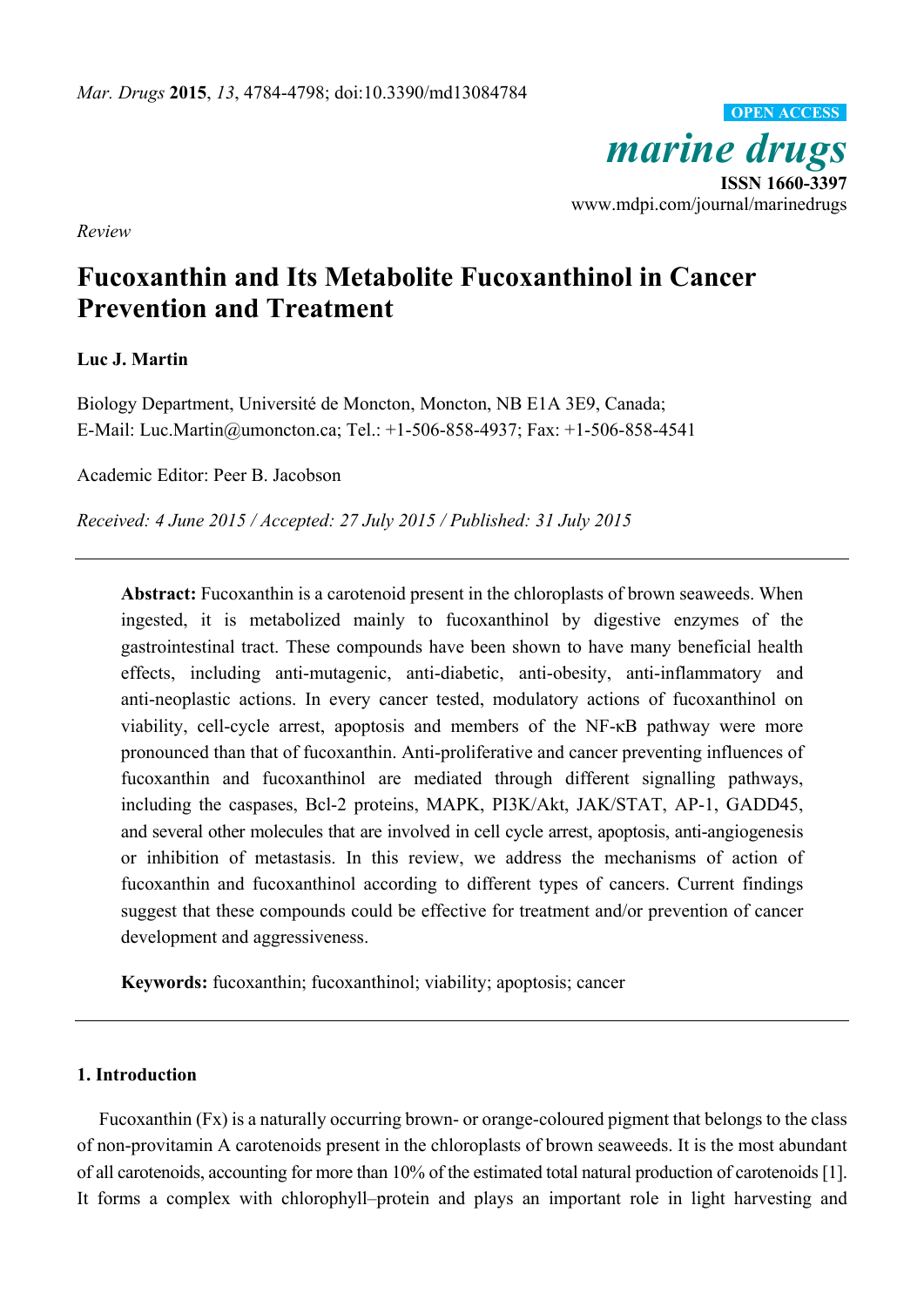*Mar. Drugs* **2015**, *13*, 4784-4798; doi:10.3390/md13084784

OPEN ACCESS

*marine drugs*

**ISSN 1660-3397**

www.mdpi.com/journal/marinedrugs

*Review*

# Fucoxanthin and Its Metabolite Fucoxanthinol in Cancer Prevention and Treatment

**Luc J. Martin**

Biology Department, Université de Moncton, Moncton, NB E1A 3E9, Canada;
E-Mail: Luc.Martin@umoncton.ca; Tel.: +1-506-858-4937; Fax: +1-506-858-4541

Academic Editor: Peer B. Jacobson

*Received: 4 June 2015 / Accepted: 27 July 2015 / Published: 31 July 2015*

---

**Abstract:** Fucoxanthin is a carotenoid present in the chloroplasts of brown seaweeds. When ingested, it is metabolized mainly to fucoxanthinol by digestive enzymes of the gastrointestinal tract. These compounds have been shown to have many beneficial health effects, including anti-mutagenic, anti-diabetic, anti-obesity, anti-inflammatory and anti-neoplastic actions. In every cancer tested, modulatory actions of fucoxanthinol on viability, cell-cycle arrest, apoptosis and members of the NF-κB pathway were more pronounced than that of fucoxanthin. Anti-proliferative and cancer preventing influences of fucoxanthin and fucoxanthinol are mediated through different signalling pathways, including the caspases, Bcl-2 proteins, MAPK, PI3K/Akt, JAK/STAT, AP-1, GADD45, and several other molecules that are involved in cell cycle arrest, apoptosis, anti-angiogenesis or inhibition of metastasis. In this review, we address the mechanisms of action of fucoxanthin and fucoxanthinol according to different types of cancers. Current findings suggest that these compounds could be effective for treatment and/or prevention of cancer development and aggressiveness.

**Keywords:** fucoxanthin; fucoxanthinol; viability; apoptosis; cancer

---

## 1. Introduction

Fucoxanthin (Fx) is a naturally occurring brown- or orange-coloured pigment that belongs to the class of non-provitamin A carotenoids present in the chloroplasts of brown seaweeds. It is the most abundant of all carotenoids, accounting for more than 10% of the estimated total natural production of carotenoids [1]. It forms a complex with chlorophyll–protein and plays an important role in light harvesting and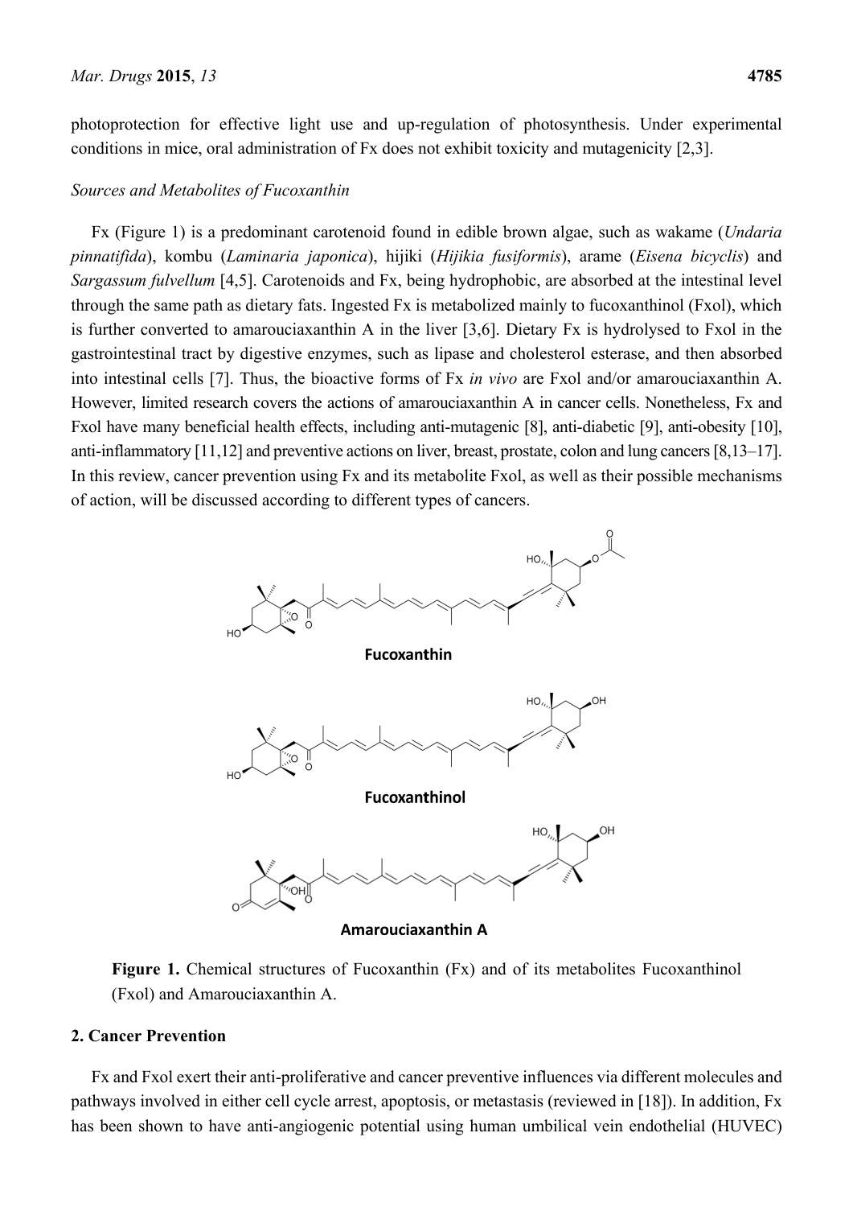photoprotection for effective light use and up-regulation of photosynthesis. Under experimental conditions in mice, oral administration of Fx does not exhibit toxicity and mutagenicity [2,3].

*Sources and Metabolites of Fucoxanthin*

Fx (Figure 1) is a predominant carotenoid found in edible brown algae, such as wakame (*Undaria pinnatifida*), kombu (*Laminaria japonica*), hijiki (*Hijikia fusiformis*), arame (*Eisena bicyclis*) and *Sargassum fulvellum* [4,5]. Carotenoids and Fx, being hydrophobic, are absorbed at the intestinal level through the same path as dietary fats. Ingested Fx is metabolized mainly to fucoxanthinol (Fxol), which is further converted to amarouciaxanthin A in the liver [3,6]. Dietary Fx is hydrolysed to Fxol in the gastrointestinal tract by digestive enzymes, such as lipase and cholesterol esterase, and then absorbed into intestinal cells [7]. Thus, the bioactive forms of Fx *in vivo* are Fxol and/or amarouciaxanthin A. However, limited research covers the actions of amarouciaxanthin A in cancer cells. Nonetheless, Fx and Fxol have many beneficial health effects, including anti-mutagenic [8], anti-diabetic [9], anti-obesity [10], anti-inflammatory [11,12] and preventive actions on liver, breast, prostate, colon and lung cancers [8,13–17]. In this review, cancer prevention using Fx and its metabolite Fxol, as well as their possible mechanisms of action, will be discussed according to different types of cancers.

**Figure 1.** Chemical structures of Fucoxanthin (Fx) and of its metabolites Fucoxanthinol (Fxol) and Amarouciaxanthin A.

## 2. Cancer Prevention

Fx and Fxol exert their anti-proliferative and cancer preventive influences via different molecules and pathways involved in either cell cycle arrest, apoptosis, or metastasis (reviewed in [18]). In addition, Fx has been shown to have anti-angiogenic potential using human umbilical vein endothelial (HUVEC)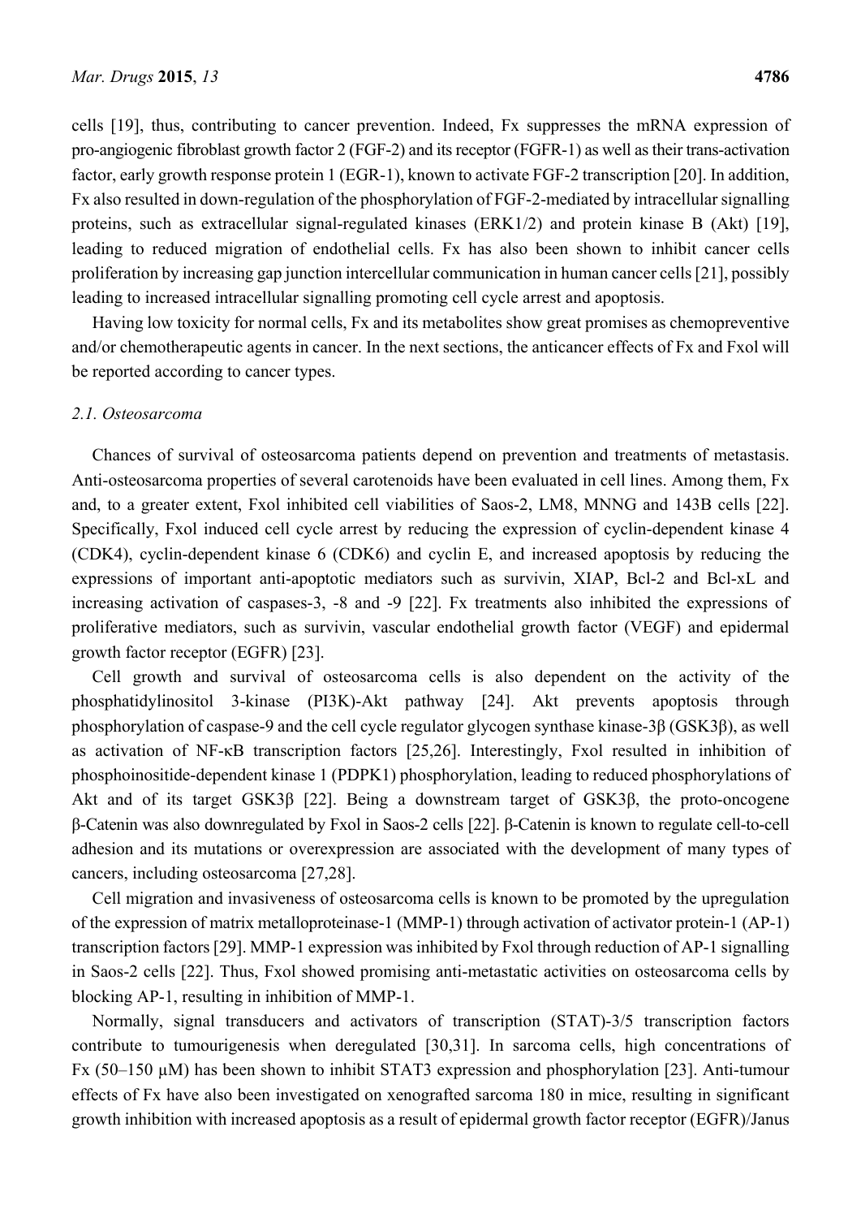cells [19], thus, contributing to cancer prevention. Indeed, Fx suppresses the mRNA expression of pro-angiogenic fibroblast growth factor 2 (FGF-2) and its receptor (FGFR-1) as well as their trans-activation factor, early growth response protein 1 (EGR-1), known to activate FGF-2 transcription [20]. In addition, Fx also resulted in down-regulation of the phosphorylation of FGF-2-mediated by intracellular signalling proteins, such as extracellular signal-regulated kinases (ERK1/2) and protein kinase B (Akt) [19], leading to reduced migration of endothelial cells. Fx has also been shown to inhibit cancer cells proliferation by increasing gap junction intercellular communication in human cancer cells [21], possibly leading to increased intracellular signalling promoting cell cycle arrest and apoptosis.

Having low toxicity for normal cells, Fx and its metabolites show great promises as chemopreventive and/or chemotherapeutic agents in cancer. In the next sections, the anticancer effects of Fx and Fxol will be reported according to cancer types.

### 2.1. Osteosarcoma

Chances of survival of osteosarcoma patients depend on prevention and treatments of metastasis. Anti-osteosarcoma properties of several carotenoids have been evaluated in cell lines. Among them, Fx and, to a greater extent, Fxol inhibited cell viabilities of Saos-2, LM8, MNNG and 143B cells [22]. Specifically, Fxol induced cell cycle arrest by reducing the expression of cyclin-dependent kinase 4 (CDK4), cyclin-dependent kinase 6 (CDK6) and cyclin E, and increased apoptosis by reducing the expressions of important anti-apoptotic mediators such as survivin, XIAP, Bcl-2 and Bcl-xL and increasing activation of caspases-3, -8 and -9 [22]. Fx treatments also inhibited the expressions of proliferative mediators, such as survivin, vascular endothelial growth factor (VEGF) and epidermal growth factor receptor (EGFR) [23].

Cell growth and survival of osteosarcoma cells is also dependent on the activity of the phosphatidylinositol 3-kinase (PI3K)-Akt pathway [24]. Akt prevents apoptosis through phosphorylation of caspase-9 and the cell cycle regulator glycogen synthase kinase-3β (GSK3β), as well as activation of NF-κB transcription factors [25,26]. Interestingly, Fxol resulted in inhibition of phosphoinositide-dependent kinase 1 (PDPK1) phosphorylation, leading to reduced phosphorylations of Akt and of its target GSK3β [22]. Being a downstream target of GSK3β, the proto-oncogene β-Catenin was also downregulated by Fxol in Saos-2 cells [22]. β-Catenin is known to regulate cell-to-cell adhesion and its mutations or overexpression are associated with the development of many types of cancers, including osteosarcoma [27,28].

Cell migration and invasiveness of osteosarcoma cells is known to be promoted by the upregulation of the expression of matrix metalloproteinase-1 (MMP-1) through activation of activator protein-1 (AP-1) transcription factors [29]. MMP-1 expression was inhibited by Fxol through reduction of AP-1 signalling in Saos-2 cells [22]. Thus, Fxol showed promising anti-metastatic activities on osteosarcoma cells by blocking AP-1, resulting in inhibition of MMP-1.

Normally, signal transducers and activators of transcription (STAT)-3/5 transcription factors contribute to tumourigenesis when deregulated [30,31]. In sarcoma cells, high concentrations of Fx (50–150 μM) has been shown to inhibit STAT3 expression and phosphorylation [23]. Anti-tumour effects of Fx have also been investigated on xenografted sarcoma 180 in mice, resulting in significant growth inhibition with increased apoptosis as a result of epidermal growth factor receptor (EGFR)/Janus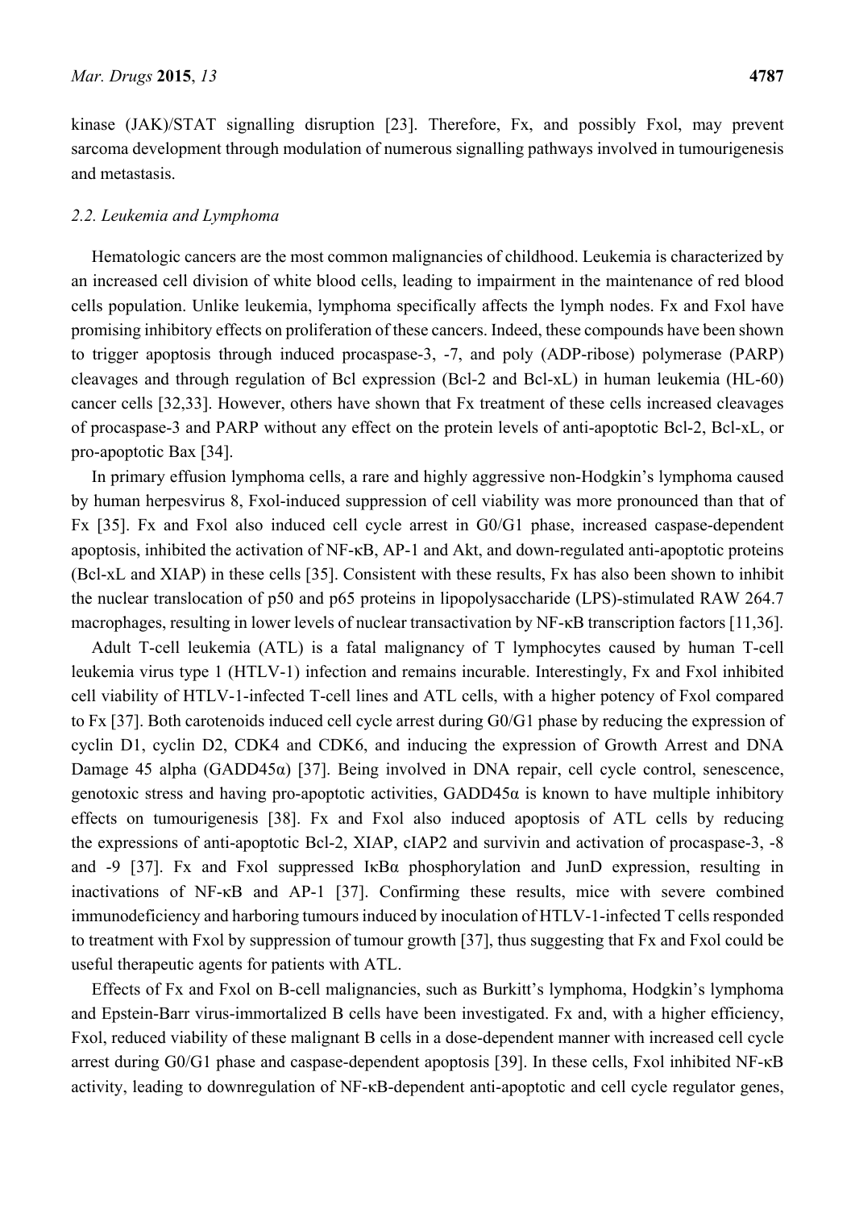kinase (JAK)/STAT signalling disruption [23]. Therefore, Fx, and possibly Fxol, may prevent sarcoma development through modulation of numerous signalling pathways involved in tumourigenesis and metastasis.

### 2.2. Leukemia and Lymphoma

Hematologic cancers are the most common malignancies of childhood. Leukemia is characterized by an increased cell division of white blood cells, leading to impairment in the maintenance of red blood cells population. Unlike leukemia, lymphoma specifically affects the lymph nodes. Fx and Fxol have promising inhibitory effects on proliferation of these cancers. Indeed, these compounds have been shown to trigger apoptosis through induced procaspase-3, -7, and poly (ADP-ribose) polymerase (PARP) cleavages and through regulation of Bcl expression (Bcl-2 and Bcl-xL) in human leukemia (HL-60) cancer cells [32,33]. However, others have shown that Fx treatment of these cells increased cleavages of procaspase-3 and PARP without any effect on the protein levels of anti-apoptotic Bcl-2, Bcl-xL, or pro-apoptotic Bax [34].

In primary effusion lymphoma cells, a rare and highly aggressive non-Hodgkin's lymphoma caused by human herpesvirus 8, Fxol-induced suppression of cell viability was more pronounced than that of Fx [35]. Fx and Fxol also induced cell cycle arrest in G0/G1 phase, increased caspase-dependent apoptosis, inhibited the activation of NF-κB, AP-1 and Akt, and down-regulated anti-apoptotic proteins (Bcl-xL and XIAP) in these cells [35]. Consistent with these results, Fx has also been shown to inhibit the nuclear translocation of p50 and p65 proteins in lipopolysaccharide (LPS)-stimulated RAW 264.7 macrophages, resulting in lower levels of nuclear transactivation by NF-κB transcription factors [11,36].

Adult T-cell leukemia (ATL) is a fatal malignancy of T lymphocytes caused by human T-cell leukemia virus type 1 (HTLV-1) infection and remains incurable. Interestingly, Fx and Fxol inhibited cell viability of HTLV-1-infected T-cell lines and ATL cells, with a higher potency of Fxol compared to Fx [37]. Both carotenoids induced cell cycle arrest during G0/G1 phase by reducing the expression of cyclin D1, cyclin D2, CDK4 and CDK6, and inducing the expression of Growth Arrest and DNA Damage 45 alpha (GADD45α) [37]. Being involved in DNA repair, cell cycle control, senescence, genotoxic stress and having pro-apoptotic activities, GADD45α is known to have multiple inhibitory effects on tumourigenesis [38]. Fx and Fxol also induced apoptosis of ATL cells by reducing the expressions of anti-apoptotic Bcl-2, XIAP, cIAP2 and survivin and activation of procaspase-3, -8 and -9 [37]. Fx and Fxol suppressed IκBα phosphorylation and JunD expression, resulting in inactivations of NF-κB and AP-1 [37]. Confirming these results, mice with severe combined immunodeficiency and harboring tumours induced by inoculation of HTLV-1-infected T cells responded to treatment with Fxol by suppression of tumour growth [37], thus suggesting that Fx and Fxol could be useful therapeutic agents for patients with ATL.

Effects of Fx and Fxol on B-cell malignancies, such as Burkitt's lymphoma, Hodgkin's lymphoma and Epstein-Barr virus-immortalized B cells have been investigated. Fx and, with a higher efficiency, Fxol, reduced viability of these malignant B cells in a dose-dependent manner with increased cell cycle arrest during G0/G1 phase and caspase-dependent apoptosis [39]. In these cells, Fxol inhibited NF-κB activity, leading to downregulation of NF-κB-dependent anti-apoptotic and cell cycle regulator genes,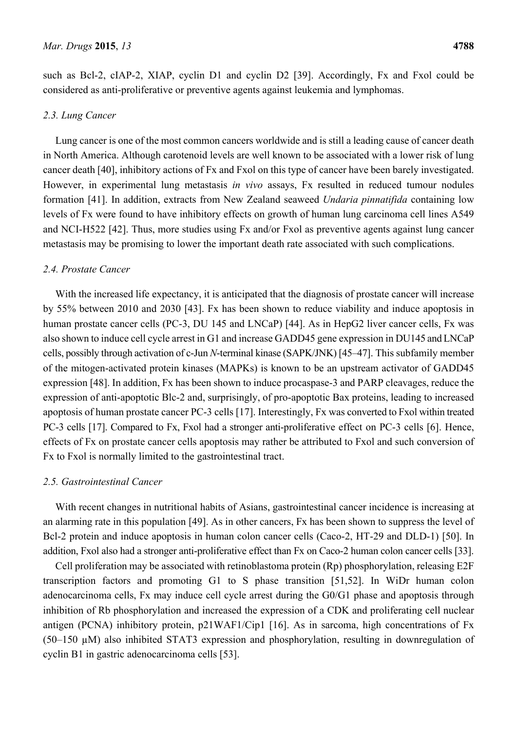such as Bcl-2, cIAP-2, XIAP, cyclin D1 and cyclin D2 [39]. Accordingly, Fx and Fxol could be considered as anti-proliferative or preventive agents against leukemia and lymphomas.

### 2.3. Lung Cancer

Lung cancer is one of the most common cancers worldwide and is still a leading cause of cancer death in North America. Although carotenoid levels are well known to be associated with a lower risk of lung cancer death [40], inhibitory actions of Fx and Fxol on this type of cancer have been barely investigated. However, in experimental lung metastasis *in vivo* assays, Fx resulted in reduced tumour nodules formation [41]. In addition, extracts from New Zealand seaweed *Undaria pinnatifida* containing low levels of Fx were found to have inhibitory effects on growth of human lung carcinoma cell lines A549 and NCI-H522 [42]. Thus, more studies using Fx and/or Fxol as preventive agents against lung cancer metastasis may be promising to lower the important death rate associated with such complications.

### 2.4. Prostate Cancer

With the increased life expectancy, it is anticipated that the diagnosis of prostate cancer will increase by 55% between 2010 and 2030 [43]. Fx has been shown to reduce viability and induce apoptosis in human prostate cancer cells (PC-3, DU 145 and LNCaP) [44]. As in HepG2 liver cancer cells, Fx was also shown to induce cell cycle arrest in G1 and increase GADD45 gene expression in DU145 and LNCaP cells, possibly through activation of c-Jun *N*-terminal kinase (SAPK/JNK) [45–47]. This subfamily member of the mitogen-activated protein kinases (MAPKs) is known to be an upstream activator of GADD45 expression [48]. In addition, Fx has been shown to induce procaspase-3 and PARP cleavages, reduce the expression of anti-apoptotic Blc-2 and, surprisingly, of pro-apoptotic Bax proteins, leading to increased apoptosis of human prostate cancer PC-3 cells [17]. Interestingly, Fx was converted to Fxol within treated PC-3 cells [17]. Compared to Fx, Fxol had a stronger anti-proliferative effect on PC-3 cells [6]. Hence, effects of Fx on prostate cancer cells apoptosis may rather be attributed to Fxol and such conversion of Fx to Fxol is normally limited to the gastrointestinal tract.

### 2.5. Gastrointestinal Cancer

With recent changes in nutritional habits of Asians, gastrointestinal cancer incidence is increasing at an alarming rate in this population [49]. As in other cancers, Fx has been shown to suppress the level of Bcl-2 protein and induce apoptosis in human colon cancer cells (Caco-2, HT-29 and DLD-1) [50]. In addition, Fxol also had a stronger anti-proliferative effect than Fx on Caco-2 human colon cancer cells [33].

Cell proliferation may be associated with retinoblastoma protein (Rp) phosphorylation, releasing E2F transcription factors and promoting G1 to S phase transition [51,52]. In WiDr human colon adenocarcinoma cells, Fx may induce cell cycle arrest during the G0/G1 phase and apoptosis through inhibition of Rb phosphorylation and increased the expression of a CDK and proliferating cell nuclear antigen (PCNA) inhibitory protein, p21WAF1/Cip1 [16]. As in sarcoma, high concentrations of Fx (50–150 μM) also inhibited STAT3 expression and phosphorylation, resulting in downregulation of cyclin B1 in gastric adenocarcinoma cells [53].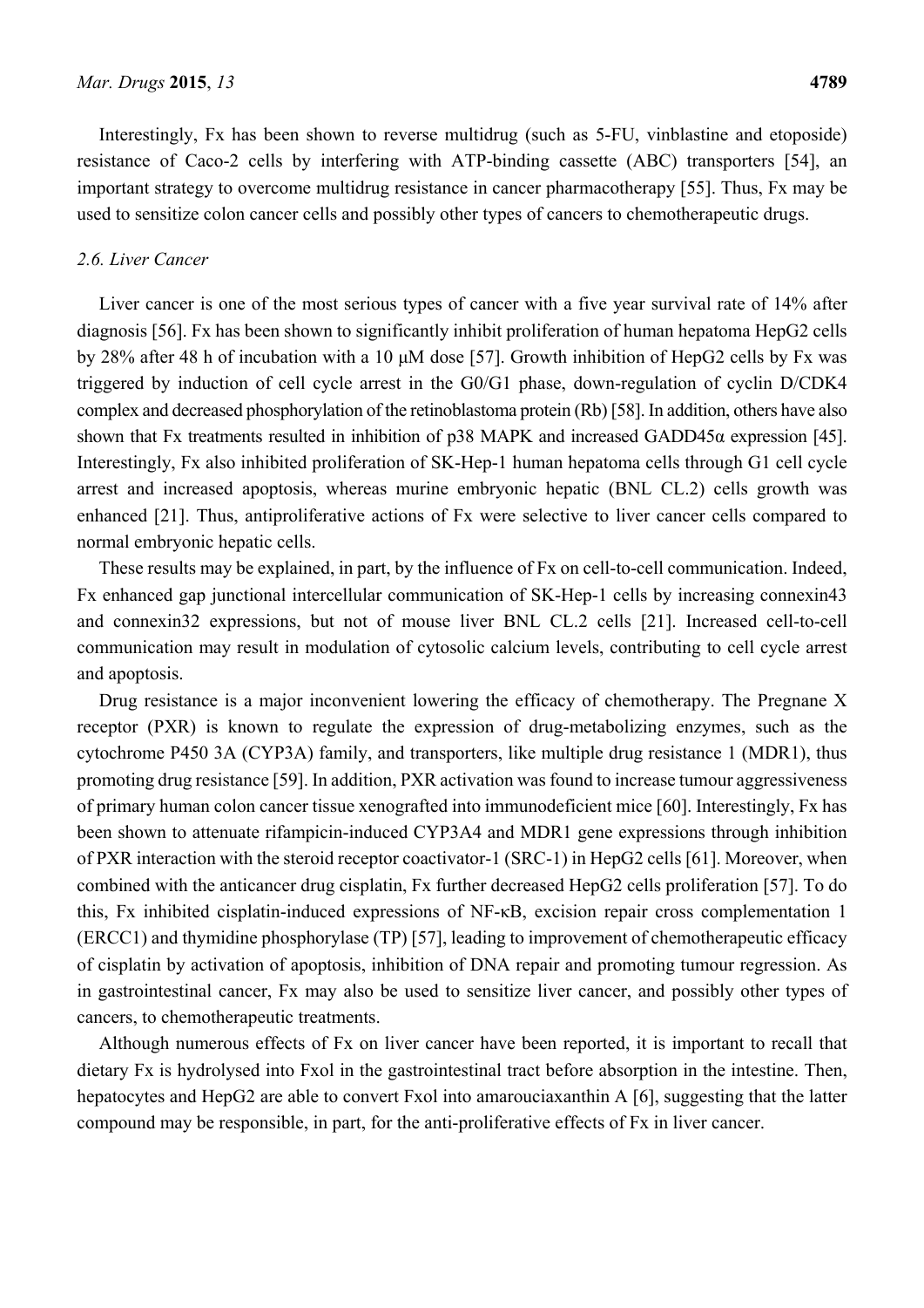Interestingly, Fx has been shown to reverse multidrug (such as 5-FU, vinblastine and etoposide) resistance of Caco-2 cells by interfering with ATP-binding cassette (ABC) transporters [54], an important strategy to overcome multidrug resistance in cancer pharmacotherapy [55]. Thus, Fx may be used to sensitize colon cancer cells and possibly other types of cancers to chemotherapeutic drugs.

### *2.6. Liver Cancer*

Liver cancer is one of the most serious types of cancer with a five year survival rate of 14% after diagnosis [56]. Fx has been shown to significantly inhibit proliferation of human hepatoma HepG2 cells by 28% after 48 h of incubation with a 10 μM dose [57]. Growth inhibition of HepG2 cells by Fx was triggered by induction of cell cycle arrest in the G0/G1 phase, down-regulation of cyclin D/CDK4 complex and decreased phosphorylation of the retinoblastoma protein (Rb) [58]. In addition, others have also shown that Fx treatments resulted in inhibition of p38 MAPK and increased GADD45α expression [45]. Interestingly, Fx also inhibited proliferation of SK-Hep-1 human hepatoma cells through G1 cell cycle arrest and increased apoptosis, whereas murine embryonic hepatic (BNL CL.2) cells growth was enhanced [21]. Thus, antiproliferative actions of Fx were selective to liver cancer cells compared to normal embryonic hepatic cells.

These results may be explained, in part, by the influence of Fx on cell-to-cell communication. Indeed, Fx enhanced gap junctional intercellular communication of SK-Hep-1 cells by increasing connexin43 and connexin32 expressions, but not of mouse liver BNL CL.2 cells [21]. Increased cell-to-cell communication may result in modulation of cytosolic calcium levels, contributing to cell cycle arrest and apoptosis.

Drug resistance is a major inconvenient lowering the efficacy of chemotherapy. The Pregnane X receptor (PXR) is known to regulate the expression of drug-metabolizing enzymes, such as the cytochrome P450 3A (CYP3A) family, and transporters, like multiple drug resistance 1 (MDR1), thus promoting drug resistance [59]. In addition, PXR activation was found to increase tumour aggressiveness of primary human colon cancer tissue xenografted into immunodeficient mice [60]. Interestingly, Fx has been shown to attenuate rifampicin-induced CYP3A4 and MDR1 gene expressions through inhibition of PXR interaction with the steroid receptor coactivator-1 (SRC-1) in HepG2 cells [61]. Moreover, when combined with the anticancer drug cisplatin, Fx further decreased HepG2 cells proliferation [57]. To do this, Fx inhibited cisplatin-induced expressions of NF-κB, excision repair cross complementation 1 (ERCC1) and thymidine phosphorylase (TP) [57], leading to improvement of chemotherapeutic efficacy of cisplatin by activation of apoptosis, inhibition of DNA repair and promoting tumour regression. As in gastrointestinal cancer, Fx may also be used to sensitize liver cancer, and possibly other types of cancers, to chemotherapeutic treatments.

Although numerous effects of Fx on liver cancer have been reported, it is important to recall that dietary Fx is hydrolysed into Fxol in the gastrointestinal tract before absorption in the intestine. Then, hepatocytes and HepG2 are able to convert Fxol into amarouciaxanthin A [6], suggesting that the latter compound may be responsible, in part, for the anti-proliferative effects of Fx in liver cancer.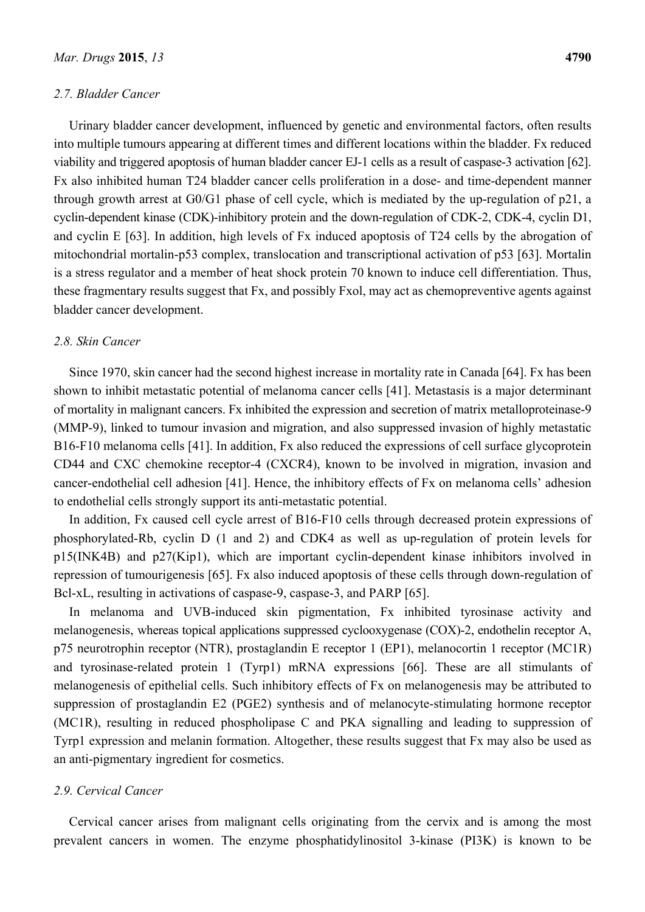### 2.7. Bladder Cancer

Urinary bladder cancer development, influenced by genetic and environmental factors, often results into multiple tumours appearing at different times and different locations within the bladder. Fx reduced viability and triggered apoptosis of human bladder cancer EJ-1 cells as a result of caspase-3 activation [62]. Fx also inhibited human T24 bladder cancer cells proliferation in a dose- and time-dependent manner through growth arrest at G0/G1 phase of cell cycle, which is mediated by the up-regulation of p21, a cyclin-dependent kinase (CDK)-inhibitory protein and the down-regulation of CDK-2, CDK-4, cyclin D1, and cyclin E [63]. In addition, high levels of Fx induced apoptosis of T24 cells by the abrogation of mitochondrial mortalin-p53 complex, translocation and transcriptional activation of p53 [63]. Mortalin is a stress regulator and a member of heat shock protein 70 known to induce cell differentiation. Thus, these fragmentary results suggest that Fx, and possibly Fxol, may act as chemopreventive agents against bladder cancer development.

### 2.8. Skin Cancer

Since 1970, skin cancer had the second highest increase in mortality rate in Canada [64]. Fx has been shown to inhibit metastatic potential of melanoma cancer cells [41]. Metastasis is a major determinant of mortality in malignant cancers. Fx inhibited the expression and secretion of matrix metalloproteinase-9 (MMP-9), linked to tumour invasion and migration, and also suppressed invasion of highly metastatic B16-F10 melanoma cells [41]. In addition, Fx also reduced the expressions of cell surface glycoprotein CD44 and CXC chemokine receptor-4 (CXCR4), known to be involved in migration, invasion and cancer-endothelial cell adhesion [41]. Hence, the inhibitory effects of Fx on melanoma cells' adhesion to endothelial cells strongly support its anti-metastatic potential.

In addition, Fx caused cell cycle arrest of B16-F10 cells through decreased protein expressions of phosphorylated-Rb, cyclin D (1 and 2) and CDK4 as well as up-regulation of protein levels for p15(INK4B) and p27(Kip1), which are important cyclin-dependent kinase inhibitors involved in repression of tumourigenesis [65]. Fx also induced apoptosis of these cells through down-regulation of Bcl-xL, resulting in activations of caspase-9, caspase-3, and PARP [65].

In melanoma and UVB-induced skin pigmentation, Fx inhibited tyrosinase activity and melanogenesis, whereas topical applications suppressed cyclooxygenase (COX)-2, endothelin receptor A, p75 neurotrophin receptor (NTR), prostaglandin E receptor 1 (EP1), melanocortin 1 receptor (MC1R) and tyrosinase-related protein 1 (Tyrp1) mRNA expressions [66]. These are all stimulants of melanogenesis of epithelial cells. Such inhibitory effects of Fx on melanogenesis may be attributed to suppression of prostaglandin E2 (PGE2) synthesis and of melanocyte-stimulating hormone receptor (MC1R), resulting in reduced phospholipase C and PKA signalling and leading to suppression of Tyrp1 expression and melanin formation. Altogether, these results suggest that Fx may also be used as an anti-pigmentary ingredient for cosmetics.

### 2.9. Cervical Cancer

Cervical cancer arises from malignant cells originating from the cervix and is among the most prevalent cancers in women. The enzyme phosphatidylinositol 3-kinase (PI3K) is known to be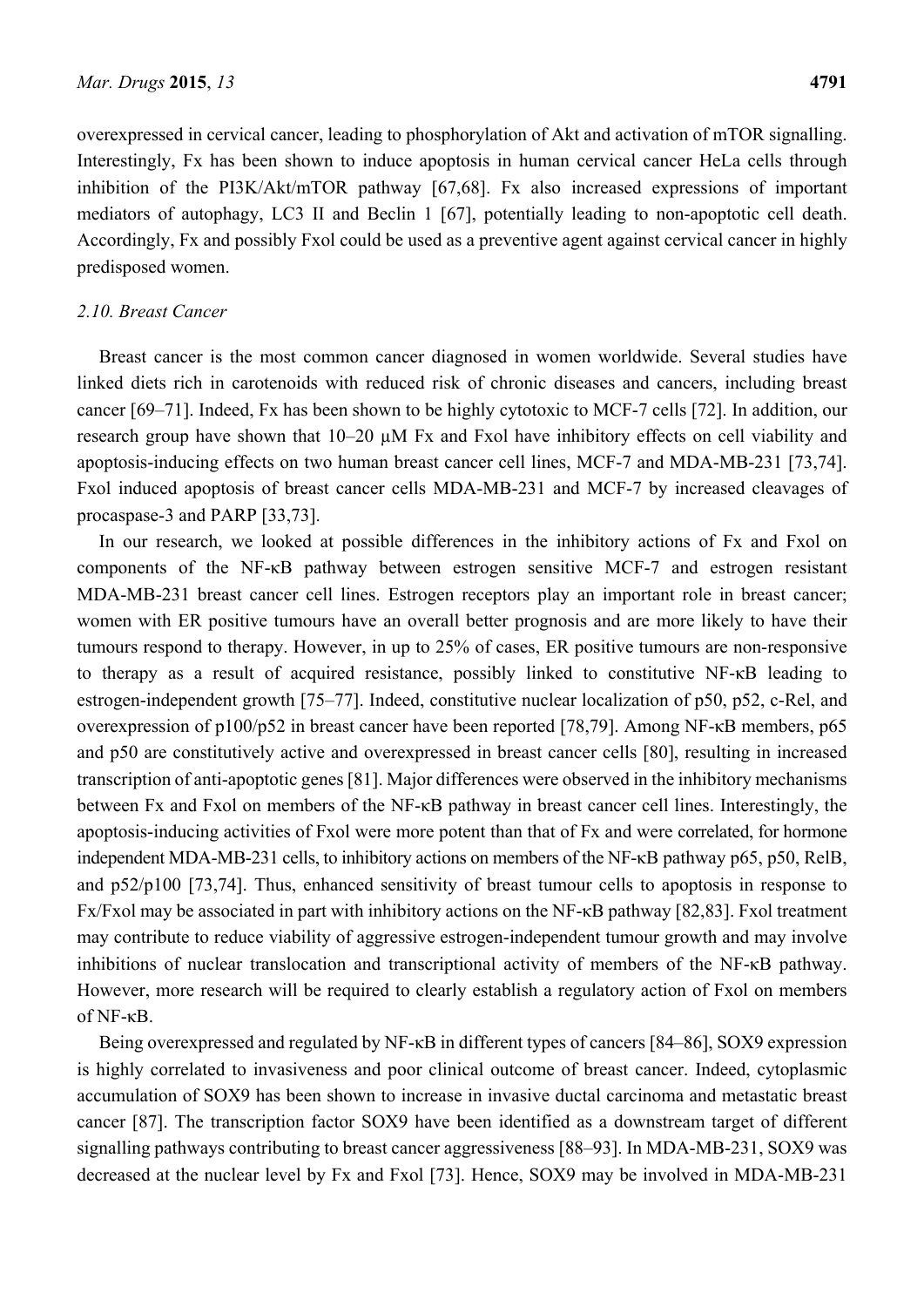overexpressed in cervical cancer, leading to phosphorylation of Akt and activation of mTOR signalling. Interestingly, Fx has been shown to induce apoptosis in human cervical cancer HeLa cells through inhibition of the PI3K/Akt/mTOR pathway [67,68]. Fx also increased expressions of important mediators of autophagy, LC3 II and Beclin 1 [67], potentially leading to non-apoptotic cell death. Accordingly, Fx and possibly Fxol could be used as a preventive agent against cervical cancer in highly predisposed women.

### 2.10. Breast Cancer

Breast cancer is the most common cancer diagnosed in women worldwide. Several studies have linked diets rich in carotenoids with reduced risk of chronic diseases and cancers, including breast cancer [69–71]. Indeed, Fx has been shown to be highly cytotoxic to MCF-7 cells [72]. In addition, our research group have shown that 10–20 μM Fx and Fxol have inhibitory effects on cell viability and apoptosis-inducing effects on two human breast cancer cell lines, MCF-7 and MDA-MB-231 [73,74]. Fxol induced apoptosis of breast cancer cells MDA-MB-231 and MCF-7 by increased cleavages of procaspase-3 and PARP [33,73].

In our research, we looked at possible differences in the inhibitory actions of Fx and Fxol on components of the NF-κB pathway between estrogen sensitive MCF-7 and estrogen resistant MDA-MB-231 breast cancer cell lines. Estrogen receptors play an important role in breast cancer; women with ER positive tumours have an overall better prognosis and are more likely to have their tumours respond to therapy. However, in up to 25% of cases, ER positive tumours are non-responsive to therapy as a result of acquired resistance, possibly linked to constitutive NF-κB leading to estrogen-independent growth [75–77]. Indeed, constitutive nuclear localization of p50, p52, c-Rel, and overexpression of p100/p52 in breast cancer have been reported [78,79]. Among NF-κB members, p65 and p50 are constitutively active and overexpressed in breast cancer cells [80], resulting in increased transcription of anti-apoptotic genes [81]. Major differences were observed in the inhibitory mechanisms between Fx and Fxol on members of the NF-κB pathway in breast cancer cell lines. Interestingly, the apoptosis-inducing activities of Fxol were more potent than that of Fx and were correlated, for hormone independent MDA-MB-231 cells, to inhibitory actions on members of the NF-κB pathway p65, p50, RelB, and p52/p100 [73,74]. Thus, enhanced sensitivity of breast tumour cells to apoptosis in response to Fx/Fxol may be associated in part with inhibitory actions on the NF-κB pathway [82,83]. Fxol treatment may contribute to reduce viability of aggressive estrogen-independent tumour growth and may involve inhibitions of nuclear translocation and transcriptional activity of members of the NF-κB pathway. However, more research will be required to clearly establish a regulatory action of Fxol on members of NF-κB.

Being overexpressed and regulated by NF-κB in different types of cancers [84–86], SOX9 expression is highly correlated to invasiveness and poor clinical outcome of breast cancer. Indeed, cytoplasmic accumulation of SOX9 has been shown to increase in invasive ductal carcinoma and metastatic breast cancer [87]. The transcription factor SOX9 have been identified as a downstream target of different signalling pathways contributing to breast cancer aggressiveness [88–93]. In MDA-MB-231, SOX9 was decreased at the nuclear level by Fx and Fxol [73]. Hence, SOX9 may be involved in MDA-MB-231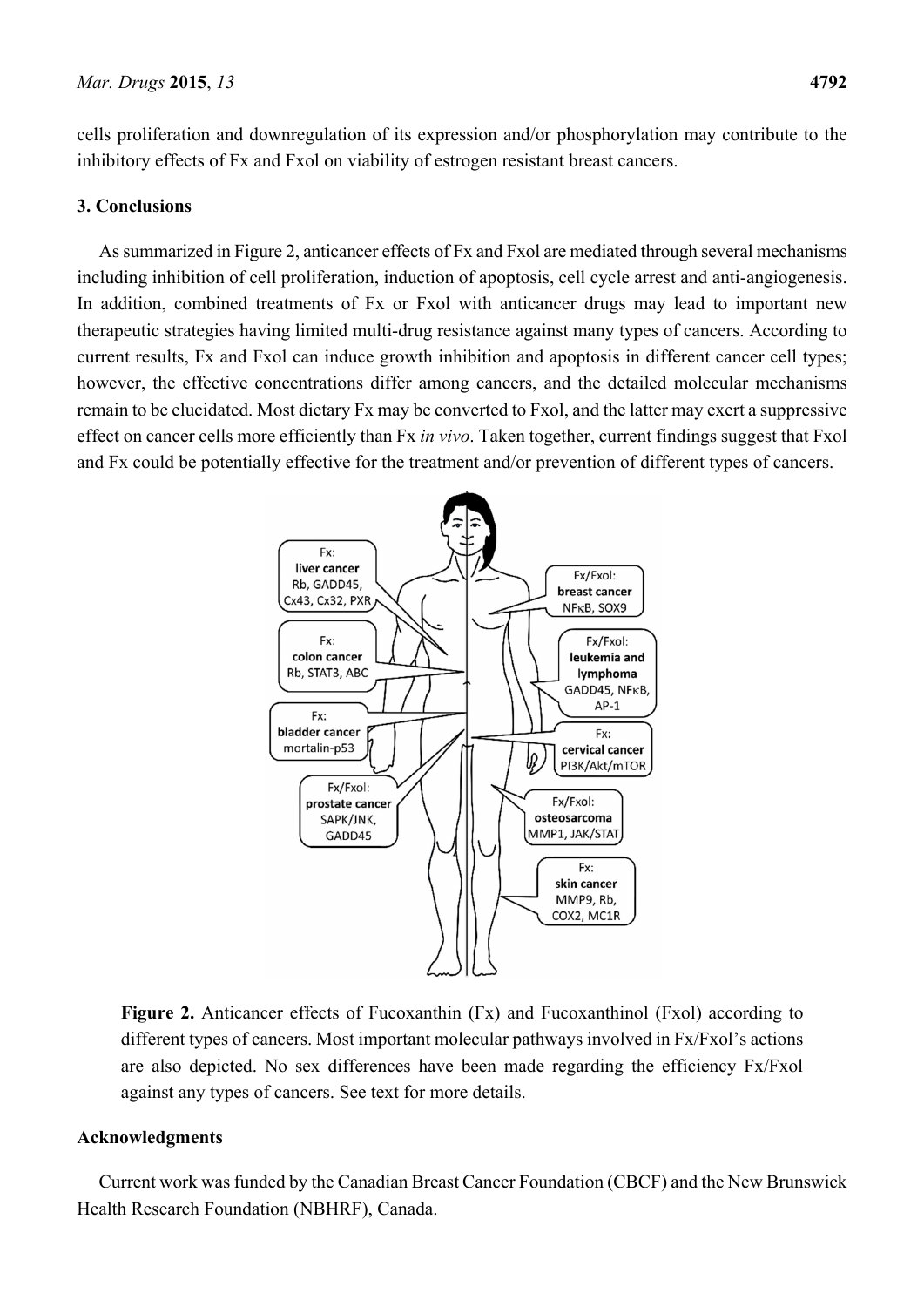cells proliferation and downregulation of its expression and/or phosphorylation may contribute to the inhibitory effects of Fx and Fxol on viability of estrogen resistant breast cancers.

## 3. Conclusions

As summarized in Figure 2, anticancer effects of Fx and Fxol are mediated through several mechanisms including inhibition of cell proliferation, induction of apoptosis, cell cycle arrest and anti-angiogenesis. In addition, combined treatments of Fx or Fxol with anticancer drugs may lead to important new therapeutic strategies having limited multi-drug resistance against many types of cancers. According to current results, Fx and Fxol can induce growth inhibition and apoptosis in different cancer cell types; however, the effective concentrations differ among cancers, and the detailed molecular mechanisms remain to be elucidated. Most dietary Fx may be converted to Fxol, and the latter may exert a suppressive effect on cancer cells more efficiently than Fx *in vivo*. Taken together, current findings suggest that Fxol and Fx could be potentially effective for the treatment and/or prevention of different types of cancers.

**Figure 2.** Anticancer effects of Fucoxanthin (Fx) and Fucoxanthinol (Fxol) according to different types of cancers. Most important molecular pathways involved in Fx/Fxol's actions are also depicted. No sex differences have been made regarding the efficiency Fx/Fxol against any types of cancers. See text for more details.

## Acknowledgments

Current work was funded by the Canadian Breast Cancer Foundation (CBCF) and the New Brunswick Health Research Foundation (NBHRF), Canada.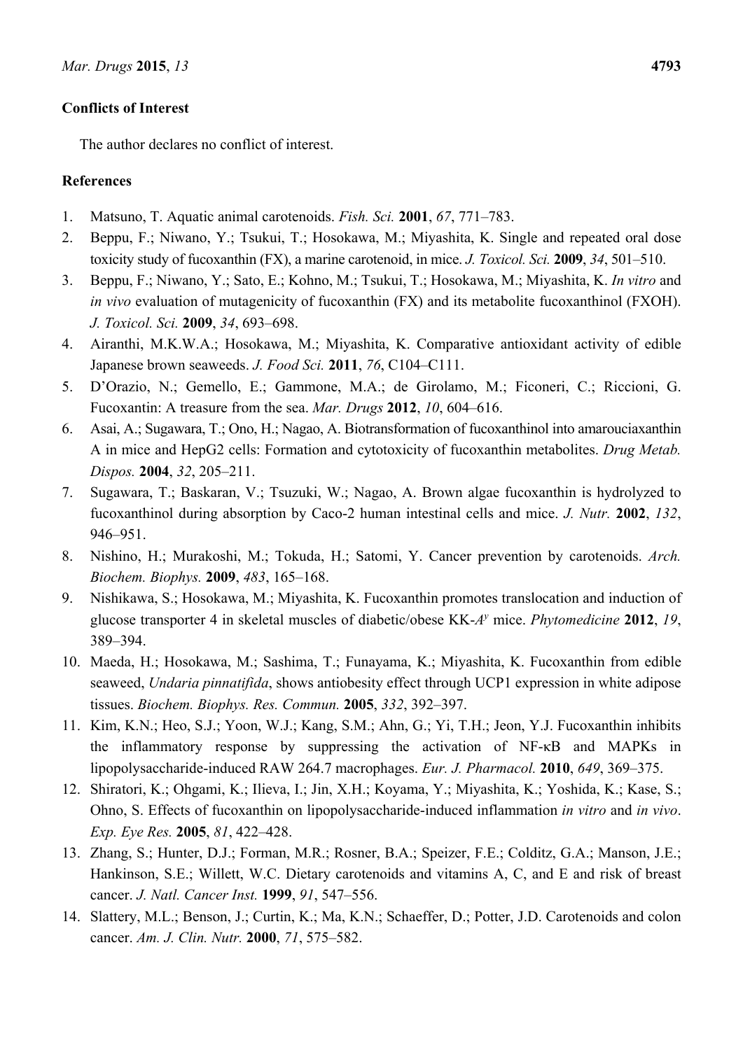## Conflicts of Interest

The author declares no conflict of interest.

## References

1. Matsuno, T. Aquatic animal carotenoids. *Fish. Sci.* **2001**, *67*, 771–783.
2. Beppu, F.; Niwano, Y.; Tsukui, T.; Hosokawa, M.; Miyashita, K. Single and repeated oral dose toxicity study of fucoxanthin (FX), a marine carotenoid, in mice. *J. Toxicol. Sci.* **2009**, *34*, 501–510.
3. Beppu, F.; Niwano, Y.; Sato, E.; Kohno, M.; Tsukui, T.; Hosokawa, M.; Miyashita, K. *In vitro* and *in vivo* evaluation of mutagenicity of fucoxanthin (FX) and its metabolite fucoxanthinol (FXOH). *J. Toxicol. Sci.* **2009**, *34*, 693–698.
4. Airanthi, M.K.W.A.; Hosokawa, M.; Miyashita, K. Comparative antioxidant activity of edible Japanese brown seaweeds. *J. Food Sci.* **2011**, *76*, C104–C111.
5. D'Orazio, N.; Gemello, E.; Gammone, M.A.; de Girolamo, M.; Ficoneri, C.; Riccioni, G. Fucoxantin: A treasure from the sea. *Mar. Drugs* **2012**, *10*, 604–616.
6. Asai, A.; Sugawara, T.; Ono, H.; Nagao, A. Biotransformation of fucoxanthinol into amarouciaxanthin A in mice and HepG2 cells: Formation and cytotoxicity of fucoxanthin metabolites. *Drug Metab. Dispos.* **2004**, *32*, 205–211.
7. Sugawara, T.; Baskaran, V.; Tsuzuki, W.; Nagao, A. Brown algae fucoxanthin is hydrolyzed to fucoxanthinol during absorption by Caco-2 human intestinal cells and mice. *J. Nutr.* **2002**, *132*, 946–951.
8. Nishino, H.; Murakoshi, M.; Tokuda, H.; Satomi, Y. Cancer prevention by carotenoids. *Arch. Biochem. Biophys.* **2009**, *483*, 165–168.
9. Nishikawa, S.; Hosokawa, M.; Miyashita, K. Fucoxanthin promotes translocation and induction of glucose transporter 4 in skeletal muscles of diabetic/obese KK-*A^y^* mice. *Phytomedicine* **2012**, *19*, 389–394.
10. Maeda, H.; Hosokawa, M.; Sashima, T.; Funayama, K.; Miyashita, K. Fucoxanthin from edible seaweed, *Undaria pinnatifida*, shows antiobesity effect through UCP1 expression in white adipose tissues. *Biochem. Biophys. Res. Commun.* **2005**, *332*, 392–397.
11. Kim, K.N.; Heo, S.J.; Yoon, W.J.; Kang, S.M.; Ahn, G.; Yi, T.H.; Jeon, Y.J. Fucoxanthin inhibits the inflammatory response by suppressing the activation of NF-κB and MAPKs in lipopolysaccharide-induced RAW 264.7 macrophages. *Eur. J. Pharmacol.* **2010**, *649*, 369–375.
12. Shiratori, K.; Ohgami, K.; Ilieva, I.; Jin, X.H.; Koyama, Y.; Miyashita, K.; Yoshida, K.; Kase, S.; Ohno, S. Effects of fucoxanthin on lipopolysaccharide-induced inflammation *in vitro* and *in vivo*. *Exp. Eye Res.* **2005**, *81*, 422–428.
13. Zhang, S.; Hunter, D.J.; Forman, M.R.; Rosner, B.A.; Speizer, F.E.; Colditz, G.A.; Manson, J.E.; Hankinson, S.E.; Willett, W.C. Dietary carotenoids and vitamins A, C, and E and risk of breast cancer. *J. Natl. Cancer Inst.* **1999**, *91*, 547–556.
14. Slattery, M.L.; Benson, J.; Curtin, K.; Ma, K.N.; Schaeffer, D.; Potter, J.D. Carotenoids and colon cancer. *Am. J. Clin. Nutr.* **2000**, *71*, 575–582.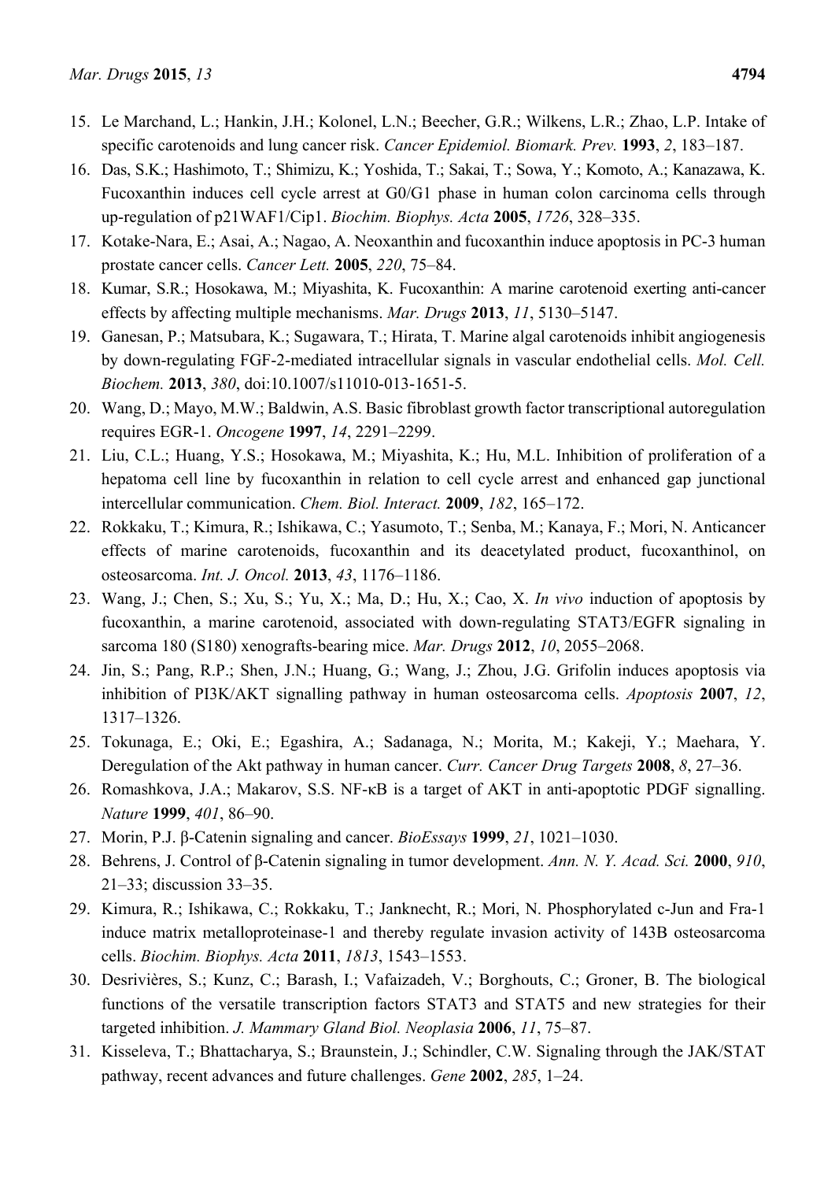15. Le Marchand, L.; Hankin, J.H.; Kolonel, L.N.; Beecher, G.R.; Wilkens, L.R.; Zhao, L.P. Intake of specific carotenoids and lung cancer risk. *Cancer Epidemiol. Biomark. Prev.* **1993**, *2*, 183–187.
16. Das, S.K.; Hashimoto, T.; Shimizu, K.; Yoshida, T.; Sakai, T.; Sowa, Y.; Komoto, A.; Kanazawa, K. Fucoxanthin induces cell cycle arrest at G0/G1 phase in human colon carcinoma cells through up-regulation of p21WAF1/Cip1. *Biochim. Biophys. Acta* **2005**, *1726*, 328–335.
17. Kotake-Nara, E.; Asai, A.; Nagao, A. Neoxanthin and fucoxanthin induce apoptosis in PC-3 human prostate cancer cells. *Cancer Lett.* **2005**, *220*, 75–84.
18. Kumar, S.R.; Hosokawa, M.; Miyashita, K. Fucoxanthin: A marine carotenoid exerting anti-cancer effects by affecting multiple mechanisms. *Mar. Drugs* **2013**, *11*, 5130–5147.
19. Ganesan, P.; Matsubara, K.; Sugawara, T.; Hirata, T. Marine algal carotenoids inhibit angiogenesis by down-regulating FGF-2-mediated intracellular signals in vascular endothelial cells. *Mol. Cell. Biochem.* **2013**, *380*, doi:10.1007/s11010-013-1651-5.
20. Wang, D.; Mayo, M.W.; Baldwin, A.S. Basic fibroblast growth factor transcriptional autoregulation requires EGR-1. *Oncogene* **1997**, *14*, 2291–2299.
21. Liu, C.L.; Huang, Y.S.; Hosokawa, M.; Miyashita, K.; Hu, M.L. Inhibition of proliferation of a hepatoma cell line by fucoxanthin in relation to cell cycle arrest and enhanced gap junctional intercellular communication. *Chem. Biol. Interact.* **2009**, *182*, 165–172.
22. Rokkaku, T.; Kimura, R.; Ishikawa, C.; Yasumoto, T.; Senba, M.; Kanaya, F.; Mori, N. Anticancer effects of marine carotenoids, fucoxanthin and its deacetylated product, fucoxanthinol, on osteosarcoma. *Int. J. Oncol.* **2013**, *43*, 1176–1186.
23. Wang, J.; Chen, S.; Xu, S.; Yu, X.; Ma, D.; Hu, X.; Cao, X. *In vivo* induction of apoptosis by fucoxanthin, a marine carotenoid, associated with down-regulating STAT3/EGFR signaling in sarcoma 180 (S180) xenografts-bearing mice. *Mar. Drugs* **2012**, *10*, 2055–2068.
24. Jin, S.; Pang, R.P.; Shen, J.N.; Huang, G.; Wang, J.; Zhou, J.G. Grifolin induces apoptosis via inhibition of PI3K/AKT signalling pathway in human osteosarcoma cells. *Apoptosis* **2007**, *12*, 1317–1326.
25. Tokunaga, E.; Oki, E.; Egashira, A.; Sadanaga, N.; Morita, M.; Kakeji, Y.; Maehara, Y. Deregulation of the Akt pathway in human cancer. *Curr. Cancer Drug Targets* **2008**, *8*, 27–36.
26. Romashkova, J.A.; Makarov, S.S. NF-κB is a target of AKT in anti-apoptotic PDGF signalling. *Nature* **1999**, *401*, 86–90.
27. Morin, P.J. β-Catenin signaling and cancer. *BioEssays* **1999**, *21*, 1021–1030.
28. Behrens, J. Control of β-Catenin signaling in tumor development. *Ann. N. Y. Acad. Sci.* **2000**, *910*, 21–33; discussion 33–35.
29. Kimura, R.; Ishikawa, C.; Rokkaku, T.; Janknecht, R.; Mori, N. Phosphorylated c-Jun and Fra-1 induce matrix metalloproteinase-1 and thereby regulate invasion activity of 143B osteosarcoma cells. *Biochim. Biophys. Acta* **2011**, *1813*, 1543–1553.
30. Desrivières, S.; Kunz, C.; Barash, I.; Vafaizadeh, V.; Borghouts, C.; Groner, B. The biological functions of the versatile transcription factors STAT3 and STAT5 and new strategies for their targeted inhibition. *J. Mammary Gland Biol. Neoplasia* **2006**, *11*, 75–87.
31. Kisseleva, T.; Bhattacharya, S.; Braunstein, J.; Schindler, C.W. Signaling through the JAK/STAT pathway, recent advances and future challenges. *Gene* **2002**, *285*, 1–24.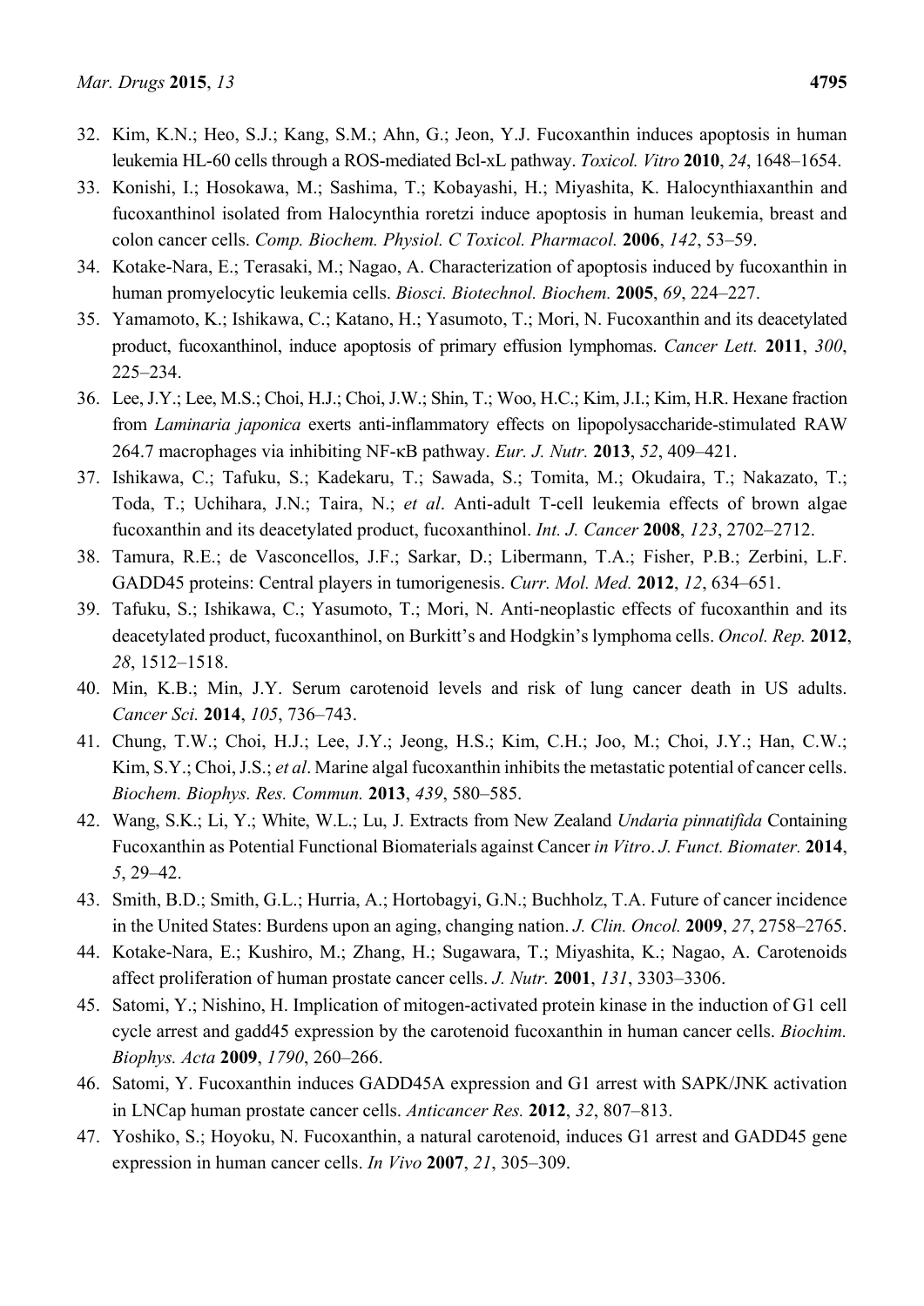32. Kim, K.N.; Heo, S.J.; Kang, S.M.; Ahn, G.; Jeon, Y.J. Fucoxanthin induces apoptosis in human leukemia HL-60 cells through a ROS-mediated Bcl-xL pathway. *Toxicol. Vitro* **2010**, *24*, 1648–1654.
33. Konishi, I.; Hosokawa, M.; Sashima, T.; Kobayashi, H.; Miyashita, K. Halocynthiaxanthin and fucoxanthinol isolated from Halocynthia roretzi induce apoptosis in human leukemia, breast and colon cancer cells. *Comp. Biochem. Physiol. C Toxicol. Pharmacol.* **2006**, *142*, 53–59.
34. Kotake-Nara, E.; Terasaki, M.; Nagao, A. Characterization of apoptosis induced by fucoxanthin in human promyelocytic leukemia cells. *Biosci. Biotechnol. Biochem.* **2005**, *69*, 224–227.
35. Yamamoto, K.; Ishikawa, C.; Katano, H.; Yasumoto, T.; Mori, N. Fucoxanthin and its deacetylated product, fucoxanthinol, induce apoptosis of primary effusion lymphomas. *Cancer Lett.* **2011**, *300*, 225–234.
36. Lee, J.Y.; Lee, M.S.; Choi, H.J.; Choi, J.W.; Shin, T.; Woo, H.C.; Kim, J.I.; Kim, H.R. Hexane fraction from *Laminaria japonica* exerts anti-inflammatory effects on lipopolysaccharide-stimulated RAW 264.7 macrophages via inhibiting NF-κB pathway. *Eur. J. Nutr.* **2013**, *52*, 409–421.
37. Ishikawa, C.; Tafuku, S.; Kadekaru, T.; Sawada, S.; Tomita, M.; Okudaira, T.; Nakazato, T.; Toda, T.; Uchihara, J.N.; Taira, N.; *et al*. Anti-adult T-cell leukemia effects of brown algae fucoxanthin and its deacetylated product, fucoxanthinol. *Int. J. Cancer* **2008**, *123*, 2702–2712.
38. Tamura, R.E.; de Vasconcellos, J.F.; Sarkar, D.; Libermann, T.A.; Fisher, P.B.; Zerbini, L.F. GADD45 proteins: Central players in tumorigenesis. *Curr. Mol. Med.* **2012**, *12*, 634–651.
39. Tafuku, S.; Ishikawa, C.; Yasumoto, T.; Mori, N. Anti-neoplastic effects of fucoxanthin and its deacetylated product, fucoxanthinol, on Burkitt's and Hodgkin's lymphoma cells. *Oncol. Rep.* **2012**, *28*, 1512–1518.
40. Min, K.B.; Min, J.Y. Serum carotenoid levels and risk of lung cancer death in US adults. *Cancer Sci.* **2014**, *105*, 736–743.
41. Chung, T.W.; Choi, H.J.; Lee, J.Y.; Jeong, H.S.; Kim, C.H.; Joo, M.; Choi, J.Y.; Han, C.W.; Kim, S.Y.; Choi, J.S.; *et al*. Marine algal fucoxanthin inhibits the metastatic potential of cancer cells. *Biochem. Biophys. Res. Commun.* **2013**, *439*, 580–585.
42. Wang, S.K.; Li, Y.; White, W.L.; Lu, J. Extracts from New Zealand *Undaria pinnatifida* Containing Fucoxanthin as Potential Functional Biomaterials against Cancer *in Vitro*. *J. Funct. Biomater.* **2014**, *5*, 29–42.
43. Smith, B.D.; Smith, G.L.; Hurria, A.; Hortobagyi, G.N.; Buchholz, T.A. Future of cancer incidence in the United States: Burdens upon an aging, changing nation. *J. Clin. Oncol.* **2009**, *27*, 2758–2765.
44. Kotake-Nara, E.; Kushiro, M.; Zhang, H.; Sugawara, T.; Miyashita, K.; Nagao, A. Carotenoids affect proliferation of human prostate cancer cells. *J. Nutr.* **2001**, *131*, 3303–3306.
45. Satomi, Y.; Nishino, H. Implication of mitogen-activated protein kinase in the induction of G1 cell cycle arrest and gadd45 expression by the carotenoid fucoxanthin in human cancer cells. *Biochim. Biophys. Acta* **2009**, *1790*, 260–266.
46. Satomi, Y. Fucoxanthin induces GADD45A expression and G1 arrest with SAPK/JNK activation in LNCap human prostate cancer cells. *Anticancer Res.* **2012**, *32*, 807–813.
47. Yoshiko, S.; Hoyoku, N. Fucoxanthin, a natural carotenoid, induces G1 arrest and GADD45 gene expression in human cancer cells. *In Vivo* **2007**, *21*, 305–309.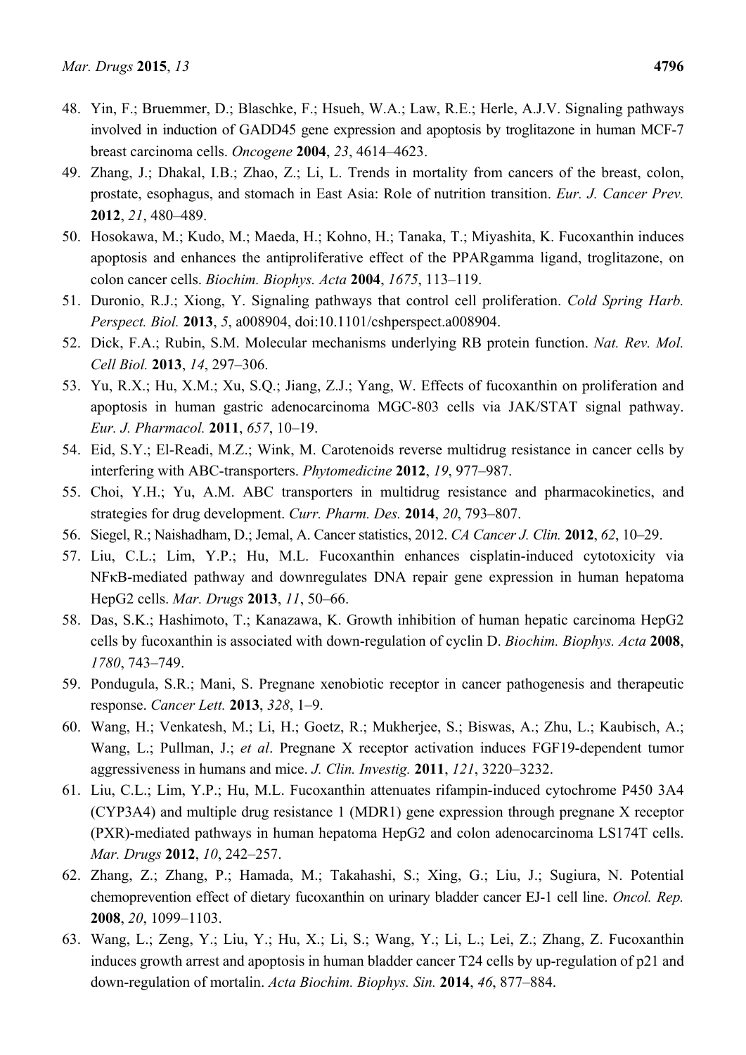48. Yin, F.; Bruemmer, D.; Blaschke, F.; Hsueh, W.A.; Law, R.E.; Herle, A.J.V. Signaling pathways involved in induction of GADD45 gene expression and apoptosis by troglitazone in human MCF-7 breast carcinoma cells. *Oncogene* **2004**, *23*, 4614–4623.
49. Zhang, J.; Dhakal, I.B.; Zhao, Z.; Li, L. Trends in mortality from cancers of the breast, colon, prostate, esophagus, and stomach in East Asia: Role of nutrition transition. *Eur. J. Cancer Prev.* **2012**, *21*, 480–489.
50. Hosokawa, M.; Kudo, M.; Maeda, H.; Kohno, H.; Tanaka, T.; Miyashita, K. Fucoxanthin induces apoptosis and enhances the antiproliferative effect of the PPARgamma ligand, troglitazone, on colon cancer cells. *Biochim. Biophys. Acta* **2004**, *1675*, 113–119.
51. Duronio, R.J.; Xiong, Y. Signaling pathways that control cell proliferation. *Cold Spring Harb. Perspect. Biol.* **2013**, *5*, a008904, doi:10.1101/cshperspect.a008904.
52. Dick, F.A.; Rubin, S.M. Molecular mechanisms underlying RB protein function. *Nat. Rev. Mol. Cell Biol.* **2013**, *14*, 297–306.
53. Yu, R.X.; Hu, X.M.; Xu, S.Q.; Jiang, Z.J.; Yang, W. Effects of fucoxanthin on proliferation and apoptosis in human gastric adenocarcinoma MGC-803 cells via JAK/STAT signal pathway. *Eur. J. Pharmacol.* **2011**, *657*, 10–19.
54. Eid, S.Y.; El-Readi, M.Z.; Wink, M. Carotenoids reverse multidrug resistance in cancer cells by interfering with ABC-transporters. *Phytomedicine* **2012**, *19*, 977–987.
55. Choi, Y.H.; Yu, A.M. ABC transporters in multidrug resistance and pharmacokinetics, and strategies for drug development. *Curr. Pharm. Des.* **2014**, *20*, 793–807.
56. Siegel, R.; Naishadham, D.; Jemal, A. Cancer statistics, 2012. *CA Cancer J. Clin.* **2012**, *62*, 10–29.
57. Liu, C.L.; Lim, Y.P.; Hu, M.L. Fucoxanthin enhances cisplatin-induced cytotoxicity via NFκB-mediated pathway and downregulates DNA repair gene expression in human hepatoma HepG2 cells. *Mar. Drugs* **2013**, *11*, 50–66.
58. Das, S.K.; Hashimoto, T.; Kanazawa, K. Growth inhibition of human hepatic carcinoma HepG2 cells by fucoxanthin is associated with down-regulation of cyclin D. *Biochim. Biophys. Acta* **2008**, *1780*, 743–749.
59. Pondugula, S.R.; Mani, S. Pregnane xenobiotic receptor in cancer pathogenesis and therapeutic response. *Cancer Lett.* **2013**, *328*, 1–9.
60. Wang, H.; Venkatesh, M.; Li, H.; Goetz, R.; Mukherjee, S.; Biswas, A.; Zhu, L.; Kaubisch, A.; Wang, L.; Pullman, J.; *et al*. Pregnane X receptor activation induces FGF19-dependent tumor aggressiveness in humans and mice. *J. Clin. Investig.* **2011**, *121*, 3220–3232.
61. Liu, C.L.; Lim, Y.P.; Hu, M.L. Fucoxanthin attenuates rifampin-induced cytochrome P450 3A4 (CYP3A4) and multiple drug resistance 1 (MDR1) gene expression through pregnane X receptor (PXR)-mediated pathways in human hepatoma HepG2 and colon adenocarcinoma LS174T cells. *Mar. Drugs* **2012**, *10*, 242–257.
62. Zhang, Z.; Zhang, P.; Hamada, M.; Takahashi, S.; Xing, G.; Liu, J.; Sugiura, N. Potential chemoprevention effect of dietary fucoxanthin on urinary bladder cancer EJ-1 cell line. *Oncol. Rep.* **2008**, *20*, 1099–1103.
63. Wang, L.; Zeng, Y.; Liu, Y.; Hu, X.; Li, S.; Wang, Y.; Li, L.; Lei, Z.; Zhang, Z. Fucoxanthin induces growth arrest and apoptosis in human bladder cancer T24 cells by up-regulation of p21 and down-regulation of mortalin. *Acta Biochim. Biophys. Sin.* **2014**, *46*, 877–884.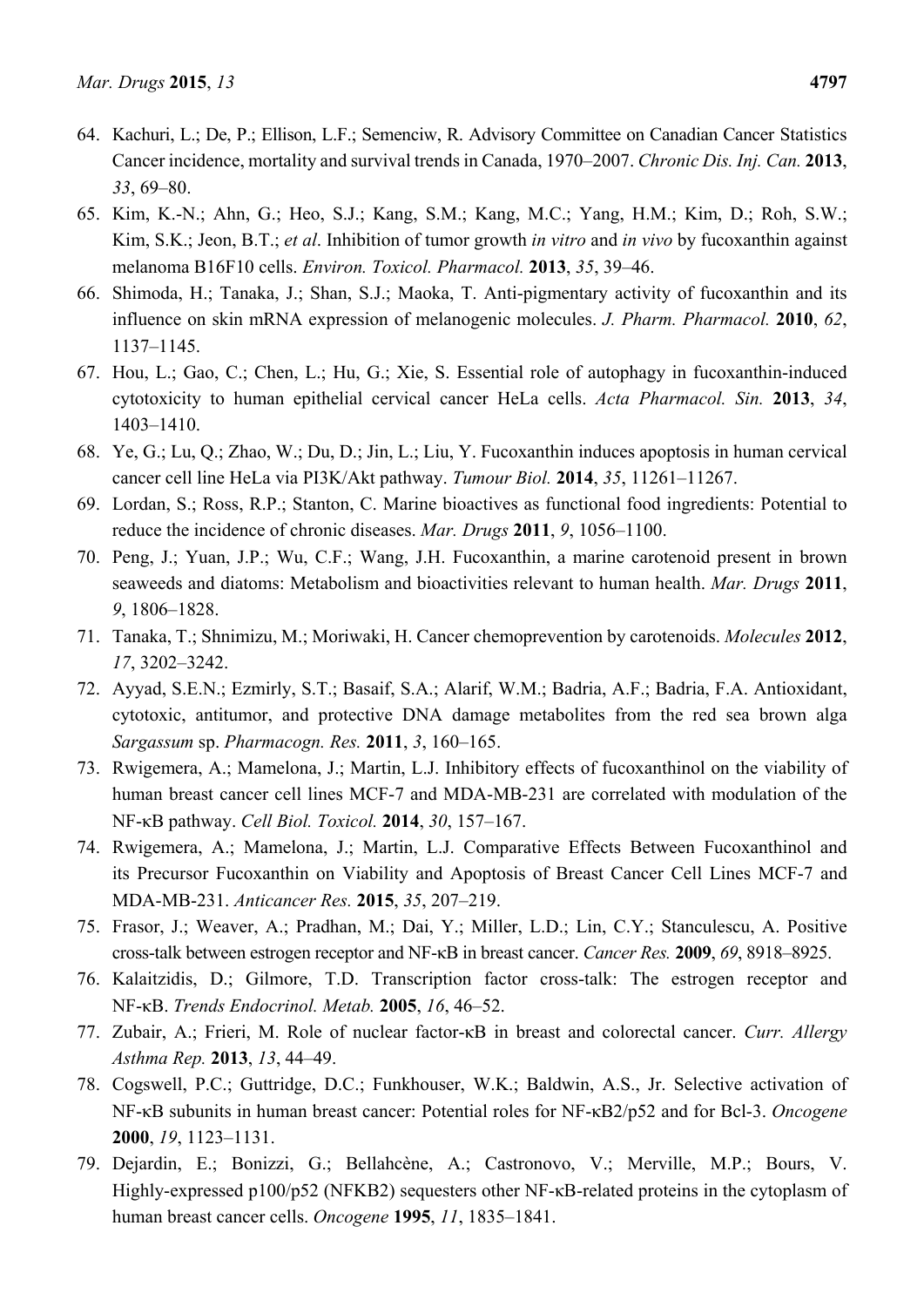64. Kachuri, L.; De, P.; Ellison, L.F.; Semenciw, R. Advisory Committee on Canadian Cancer Statistics Cancer incidence, mortality and survival trends in Canada, 1970–2007. *Chronic Dis. Inj. Can.* **2013**, *33*, 69–80.
65. Kim, K.-N.; Ahn, G.; Heo, S.J.; Kang, S.M.; Kang, M.C.; Yang, H.M.; Kim, D.; Roh, S.W.; Kim, S.K.; Jeon, B.T.; *et al*. Inhibition of tumor growth *in vitro* and *in vivo* by fucoxanthin against melanoma B16F10 cells. *Environ. Toxicol. Pharmacol.* **2013**, *35*, 39–46.
66. Shimoda, H.; Tanaka, J.; Shan, S.J.; Maoka, T. Anti-pigmentary activity of fucoxanthin and its influence on skin mRNA expression of melanogenic molecules. *J. Pharm. Pharmacol.* **2010**, *62*, 1137–1145.
67. Hou, L.; Gao, C.; Chen, L.; Hu, G.; Xie, S. Essential role of autophagy in fucoxanthin-induced cytotoxicity to human epithelial cervical cancer HeLa cells. *Acta Pharmacol. Sin.* **2013**, *34*, 1403–1410.
68. Ye, G.; Lu, Q.; Zhao, W.; Du, D.; Jin, L.; Liu, Y. Fucoxanthin induces apoptosis in human cervical cancer cell line HeLa via PI3K/Akt pathway. *Tumour Biol.* **2014**, *35*, 11261–11267.
69. Lordan, S.; Ross, R.P.; Stanton, C. Marine bioactives as functional food ingredients: Potential to reduce the incidence of chronic diseases. *Mar. Drugs* **2011**, *9*, 1056–1100.
70. Peng, J.; Yuan, J.P.; Wu, C.F.; Wang, J.H. Fucoxanthin, a marine carotenoid present in brown seaweeds and diatoms: Metabolism and bioactivities relevant to human health. *Mar. Drugs* **2011**, *9*, 1806–1828.
71. Tanaka, T.; Shnimizu, M.; Moriwaki, H. Cancer chemoprevention by carotenoids. *Molecules* **2012**, *17*, 3202–3242.
72. Ayyad, S.E.N.; Ezmirly, S.T.; Basaif, S.A.; Alarif, W.M.; Badria, A.F.; Badria, F.A. Antioxidant, cytotoxic, antitumor, and protective DNA damage metabolites from the red sea brown alga *Sargassum* sp. *Pharmacogn. Res.* **2011**, *3*, 160–165.
73. Rwigemera, A.; Mamelona, J.; Martin, L.J. Inhibitory effects of fucoxanthinol on the viability of human breast cancer cell lines MCF-7 and MDA-MB-231 are correlated with modulation of the NF-κB pathway. *Cell Biol. Toxicol.* **2014**, *30*, 157–167.
74. Rwigemera, A.; Mamelona, J.; Martin, L.J. Comparative Effects Between Fucoxanthinol and its Precursor Fucoxanthin on Viability and Apoptosis of Breast Cancer Cell Lines MCF-7 and MDA-MB-231. *Anticancer Res.* **2015**, *35*, 207–219.
75. Frasor, J.; Weaver, A.; Pradhan, M.; Dai, Y.; Miller, L.D.; Lin, C.Y.; Stanculescu, A. Positive cross-talk between estrogen receptor and NF-κB in breast cancer. *Cancer Res.* **2009**, *69*, 8918–8925.
76. Kalaitzidis, D.; Gilmore, T.D. Transcription factor cross-talk: The estrogen receptor and NF-κB. *Trends Endocrinol. Metab.* **2005**, *16*, 46–52.
77. Zubair, A.; Frieri, M. Role of nuclear factor-κB in breast and colorectal cancer. *Curr. Allergy Asthma Rep.* **2013**, *13*, 44–49.
78. Cogswell, P.C.; Guttridge, D.C.; Funkhouser, W.K.; Baldwin, A.S., Jr. Selective activation of NF-κB subunits in human breast cancer: Potential roles for NF-κB2/p52 and for Bcl-3. *Oncogene* **2000**, *19*, 1123–1131.
79. Dejardin, E.; Bonizzi, G.; Bellahcène, A.; Castronovo, V.; Merville, M.P.; Bours, V. Highly-expressed p100/p52 (NFKB2) sequesters other NF-κB-related proteins in the cytoplasm of human breast cancer cells. *Oncogene* **1995**, *11*, 1835–1841.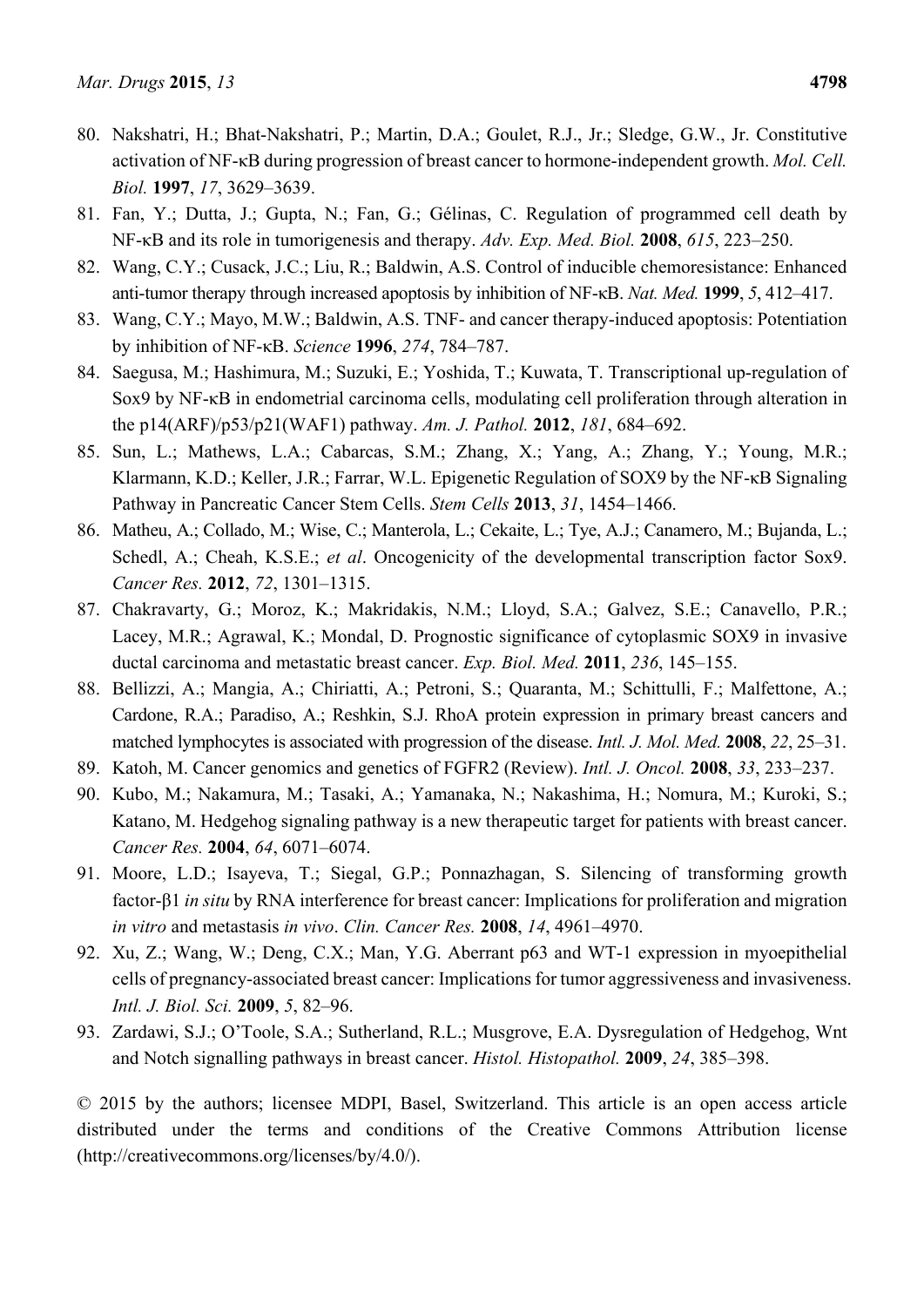80. Nakshatri, H.; Bhat-Nakshatri, P.; Martin, D.A.; Goulet, R.J., Jr.; Sledge, G.W., Jr. Constitutive activation of NF-κB during progression of breast cancer to hormone-independent growth. *Mol. Cell. Biol.* **1997**, *17*, 3629–3639.
81. Fan, Y.; Dutta, J.; Gupta, N.; Fan, G.; Gélinas, C. Regulation of programmed cell death by NF-κB and its role in tumorigenesis and therapy. *Adv. Exp. Med. Biol.* **2008**, *615*, 223–250.
82. Wang, C.Y.; Cusack, J.C.; Liu, R.; Baldwin, A.S. Control of inducible chemoresistance: Enhanced anti-tumor therapy through increased apoptosis by inhibition of NF-κB. *Nat. Med.* **1999**, *5*, 412–417.
83. Wang, C.Y.; Mayo, M.W.; Baldwin, A.S. TNF- and cancer therapy-induced apoptosis: Potentiation by inhibition of NF-κB. *Science* **1996**, *274*, 784–787.
84. Saegusa, M.; Hashimura, M.; Suzuki, E.; Yoshida, T.; Kuwata, T. Transcriptional up-regulation of Sox9 by NF-κB in endometrial carcinoma cells, modulating cell proliferation through alteration in the p14(ARF)/p53/p21(WAF1) pathway. *Am. J. Pathol.* **2012**, *181*, 684–692.
85. Sun, L.; Mathews, L.A.; Cabarcas, S.M.; Zhang, X.; Yang, A.; Zhang, Y.; Young, M.R.; Klarmann, K.D.; Keller, J.R.; Farrar, W.L. Epigenetic Regulation of SOX9 by the NF-κB Signaling Pathway in Pancreatic Cancer Stem Cells. *Stem Cells* **2013**, *31*, 1454–1466.
86. Matheu, A.; Collado, M.; Wise, C.; Manterola, L.; Cekaite, L.; Tye, A.J.; Canamero, M.; Bujanda, L.; Schedl, A.; Cheah, K.S.E.; *et al*. Oncogenicity of the developmental transcription factor Sox9. *Cancer Res.* **2012**, *72*, 1301–1315.
87. Chakravarty, G.; Moroz, K.; Makridakis, N.M.; Lloyd, S.A.; Galvez, S.E.; Canavello, P.R.; Lacey, M.R.; Agrawal, K.; Mondal, D. Prognostic significance of cytoplasmic SOX9 in invasive ductal carcinoma and metastatic breast cancer. *Exp. Biol. Med.* **2011**, *236*, 145–155.
88. Bellizzi, A.; Mangia, A.; Chiriatti, A.; Petroni, S.; Quaranta, M.; Schittulli, F.; Malfettone, A.; Cardone, R.A.; Paradiso, A.; Reshkin, S.J. RhoA protein expression in primary breast cancers and matched lymphocytes is associated with progression of the disease. *Intl. J. Mol. Med.* **2008**, *22*, 25–31.
89. Katoh, M. Cancer genomics and genetics of FGFR2 (Review). *Intl. J. Oncol.* **2008**, *33*, 233–237.
90. Kubo, M.; Nakamura, M.; Tasaki, A.; Yamanaka, N.; Nakashima, H.; Nomura, M.; Kuroki, S.; Katano, M. Hedgehog signaling pathway is a new therapeutic target for patients with breast cancer. *Cancer Res.* **2004**, *64*, 6071–6074.
91. Moore, L.D.; Isayeva, T.; Siegal, G.P.; Ponnazhagan, S. Silencing of transforming growth factor-β1 *in situ* by RNA interference for breast cancer: Implications for proliferation and migration *in vitro* and metastasis *in vivo*. *Clin. Cancer Res.* **2008**, *14*, 4961–4970.
92. Xu, Z.; Wang, W.; Deng, C.X.; Man, Y.G. Aberrant p63 and WT-1 expression in myoepithelial cells of pregnancy-associated breast cancer: Implications for tumor aggressiveness and invasiveness. *Intl. J. Biol. Sci.* **2009**, *5*, 82–96.
93. Zardawi, S.J.; O'Toole, S.A.; Sutherland, R.L.; Musgrove, E.A. Dysregulation of Hedgehog, Wnt and Notch signalling pathways in breast cancer. *Histol. Histopathol.* **2009**, *24*, 385–398.

© 2015 by the authors; licensee MDPI, Basel, Switzerland. This article is an open access article distributed under the terms and conditions of the Creative Commons Attribution license (http://creativecommons.org/licenses/by/4.0/).